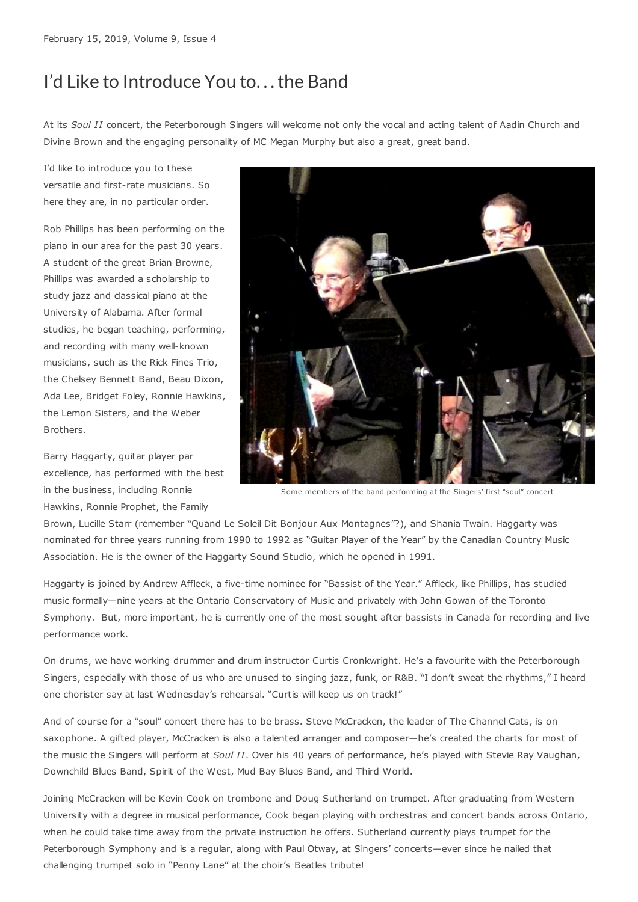February 15, 2019, Volume 9, Issue 4

# I'd Like to Introduce You to... the Band

At its *Soul II* concert, the Peterborough Singers will welcome not only the vocal and acting talent of Aadin Church and Divine Brown and the engaging personality of MC Megan Murphy but also a great, great band.

I'd like to introduce you to these versatile and first-rate musicians. So here they are, in no particular order.

Rob Phillips has been performing on the piano in our area for the past 30 years. A student of the great Brian Browne, Phillips was awarded a scholarship to study jazz and classical piano at the University of Alabama. After formal studies, he began teaching, performing, and recording with many well-known musicians, such as the Rick Fines Trio, the Chelsey Bennett Band, Beau Dixon, Ada Lee, Bridget Foley, Ronnie Hawkins, the Lemon Sisters, and the Weber Brothers.

Some members of the band performing at the Singers' first "soul" concert

Barry Haggarty, guitar player par excellence, has performed with the best in the business, including Ronnie Hawkins, Ronnie Prophet, the Family Brown, Lucille Starr (remember "Quand Le Soleil Dit Bonjour Aux Montagnes"?), and Shania Twain. Haggarty was nominated for three years running from 1990 to 1992 as "Guitar Player of the Year" by the Canadian Country Music Association. He is the owner of the Haggarty Sound Studio, which he opened in 1991.

Haggarty is joined by Andrew Affleck, a five-time nominee for "Bassist of the Year." Affleck, like Phillips, has studied music formally—nine years at the Ontario Conservatory of Music and privately with John Gowan of the Toronto Symphony. But, more important, he is currently one of the most sought after bassists in Canada for recording and live performance work.

On drums, we have working drummer and drum instructor Curtis Cronkwright. He's a favourite with the Peterborough Singers, especially with those of us who are unused to singing jazz, funk, or R&B. "I don't sweat the rhythms," I heard one chorister say at last Wednesday's rehearsal. "Curtis will keep us on track!"

And of course for a "soul" concert there has to be brass. Steve McCracken, the leader of The Channel Cats, is on saxophone. A gifted player, McCracken is also a talented arranger and composer—he's created the charts for most of the music the Singers will perform at *Soul II*. Over his 40 years of performance, he's played with Stevie Ray Vaughan, Downchild Blues Band, Spirit of the West, Mud Bay Blues Band, and Third World.

Joining McCracken will be Kevin Cook on trombone and Doug Sutherland on trumpet. After graduating from Western University with a degree in musical performance, Cook began playing with orchestras and concert bands across Ontario, when he could take time away from the private instruction he offers. Sutherland currently plays trumpet for the Peterborough Symphony and is a regular, along with Paul Otway, at Singers' concerts—ever since he nailed that challenging trumpet solo in "Penny Lane" at the choir's Beatles tribute!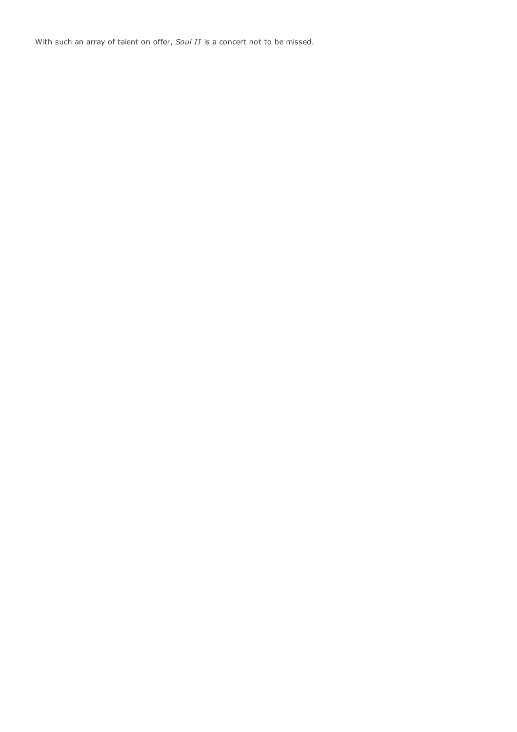With such an array of talent on offer, *Soul II* is a concert not to be missed.